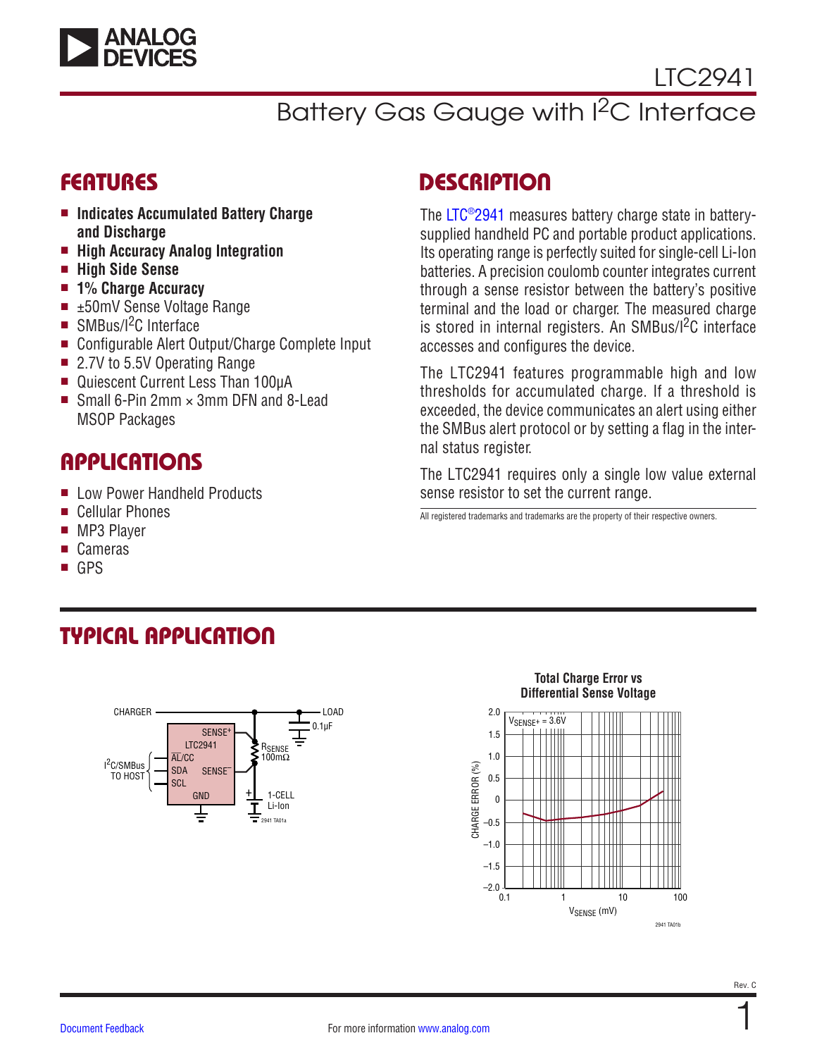# LTC2941

## Battery Gas Gauge with I²C Interface

## FEATURES

- **Indicates Accumulated Battery Charge and Discharge**
- **High Accuracy Analog Integration**
- **High Side Sense**
- **1% Charge Accuracy**
- ±50mV Sense Voltage Range
- SMBus/I²C Interface
- Configurable Alert Output/Charge Complete Input
- 2.7V to 5.5V Operating Range
- Quiescent Current Less Than 100µA
- Small 6-Pin 2mm × 3mm DFN and 8-Lead MSOP Packages

## APPLICATIONS

- Low Power Handheld Products
- Cellular Phones
- MP3 Player
- Cameras
- GPS

## DESCRIPTION

The LTC®2941 measures battery charge state in battery-supplied handheld PC and portable product applications. Its operating range is perfectly suited for single-cell Li-Ion batteries. A precision coulomb counter integrates current through a sense resistor between the battery's positive terminal and the load or charger. The measured charge is stored in internal registers. An SMBus/I²C interface accesses and configures the device.

The LTC2941 features programmable high and low thresholds for accumulated charge. If a threshold is exceeded, the device communicates an alert using either the SMBus alert protocol or by setting a flag in the internal status register.

The LTC2941 requires only a single low value external sense resistor to set the current range.

All registered trademarks and trademarks are the property of their respective owners.

## TYPICAL APPLICATION

CHARGER — LOAD, 0.1µF; LTC2941 (SENSE⁺, AL/CC, SDA, SCL, SENSE⁻, GND); I²C/SMBus TO HOST; $R_{SENSE}$ 100mΩ; 1-CELL Li-Ion

2941 TA01a

**Total Charge Error vs Differential Sense Voltage**

$V_{SENSE^+}$ = 3.6V; CHARGE ERROR (%) vs $V_{SENSE}$ (mV)

2941 TA01b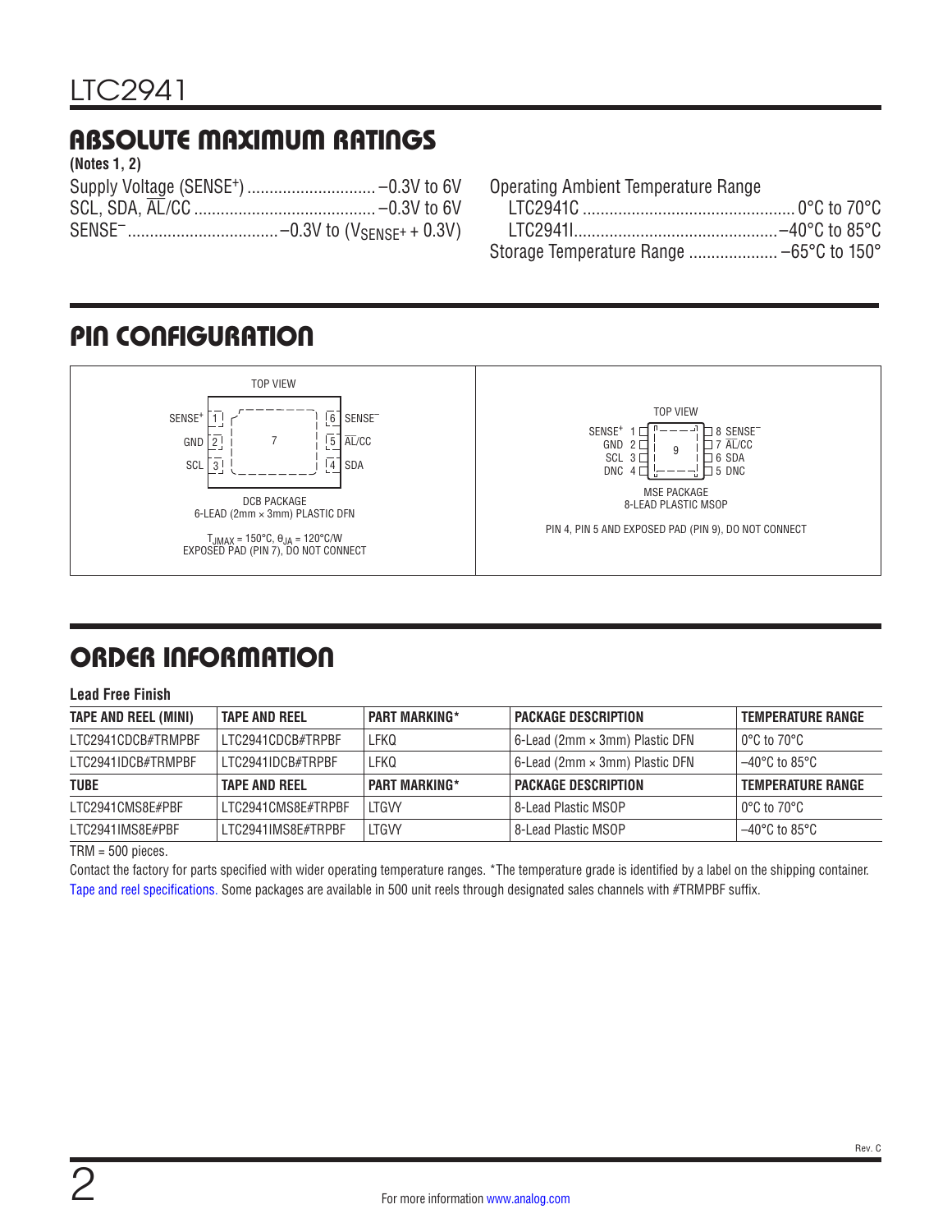## ABSOLUTE MAXIMUM RATINGS

**(Notes 1, 2)**

Supply Voltage ($SENSE^+$) .............................. –0.3V to 6V
SCL, SDA, $\overline{AL}$/CC ........................................ –0.3V to 6V
$SENSE^-$ ................................ –0.3V to ($V_{SENSE^+}$ + 0.3V)
Operating Ambient Temperature Range
LTC2941C ................................................ 0°C to 70°C
LTC2941I.............................................–40°C to 85°C
Storage Temperature Range .................... –65°C to 150°

## PIN CONFIGURATION

TOP VIEW

$SENSE^+$ 1, GND 2, SCL 3, SDA 4, $\overline{AL}$/CC 5, $SENSE^-$ 6, Exposed pad 7

DCB PACKAGE
6-LEAD (2mm × 3mm) PLASTIC DFN

$T_{JMAX}$ = 150°C, $\theta_{JA}$ = 120°C/W
EXPOSED PAD (PIN 7), DO NOT CONNECT

TOP VIEW

$SENSE^+$ 1, GND 2, SCL 3, DNC 4, DNC 5, SDA 6, $\overline{AL}$/CC 7, $SENSE^-$ 8, Exposed pad 9

MSE PACKAGE
8-LEAD PLASTIC MSOP

PIN 4, PIN 5 AND EXPOSED PAD (PIN 9), DO NOT CONNECT

## ORDER INFORMATION

**Lead Free Finish**

| TAPE AND REEL (MINI) | TAPE AND REEL | PART MARKING* | PACKAGE DESCRIPTION | TEMPERATURE RANGE |
|---|---|---|---|---|
| LTC2941CDCB#TRMPBF | LTC2941CDCB#TRPBF | LFKQ | 6-Lead (2mm × 3mm) Plastic DFN | 0°C to 70°C |
| LTC2941IDCB#TRMPBF | LTC2941IDCB#TRPBF | LFKQ | 6-Lead (2mm × 3mm) Plastic DFN | –40°C to 85°C |
| **TUBE** | **TAPE AND REEL** | **PART MARKING*** | **PACKAGE DESCRIPTION** | **TEMPERATURE RANGE** |
| LTC2941CMS8E#PBF | LTC2941CMS8E#TRPBF | LTGVY | 8-Lead Plastic MSOP | 0°C to 70°C |
| LTC2941IMS8E#PBF | LTC2941IMS8E#TRPBF | LTGVY | 8-Lead Plastic MSOP | –40°C to 85°C |

TRM = 500 pieces.

Contact the factory for parts specified with wider operating temperature ranges. *The temperature grade is identified by a label on the shipping container.
Tape and reel specifications. Some packages are available in 500 unit reels through designated sales channels with #TRMPBF suffix.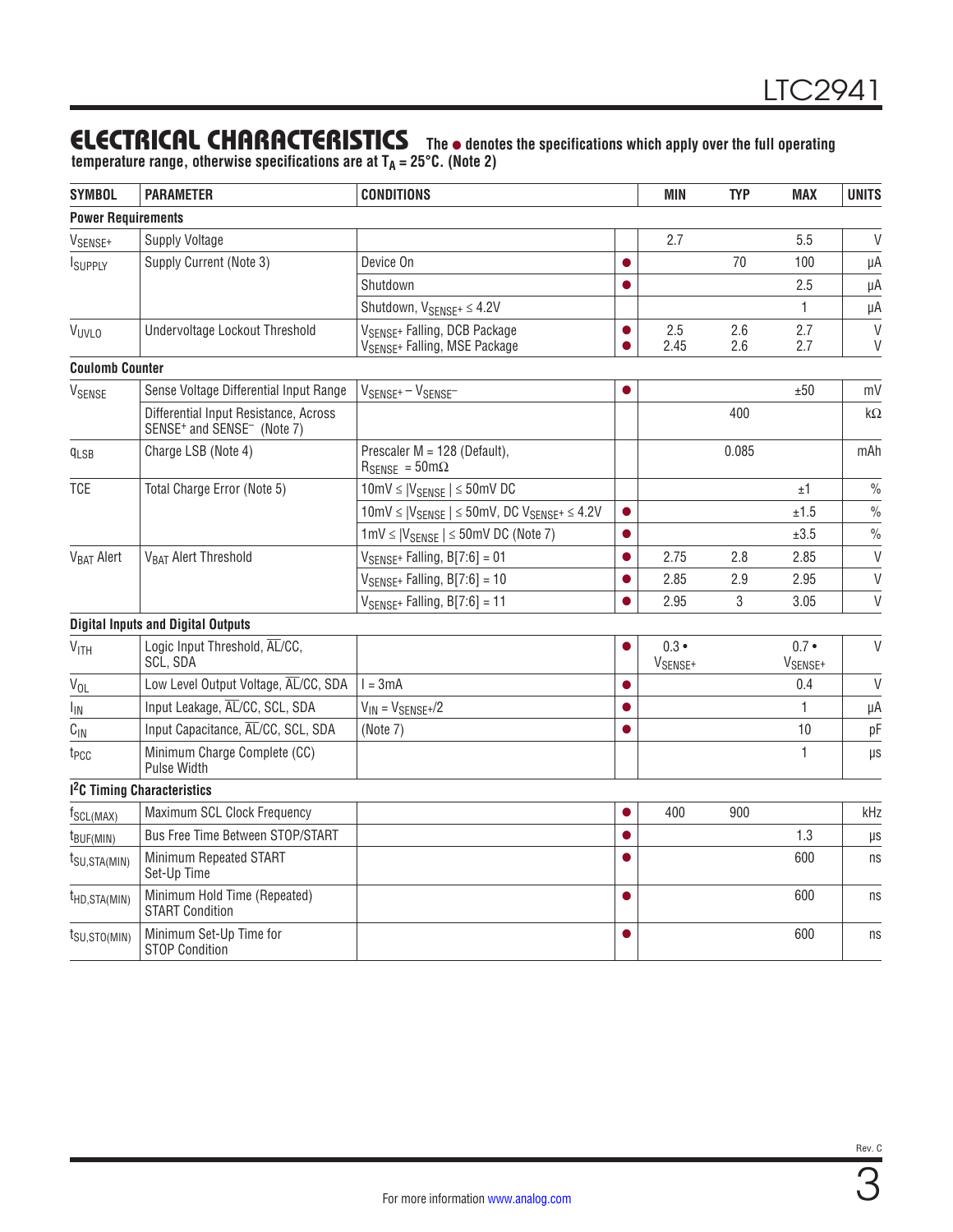## ELECTRICAL CHARACTERISTICS

**The ● denotes the specifications which apply over the full operating temperature range, otherwise specifications are at $T_A$ = 25°C. (Note 2)**

| SYMBOL | PARAMETER | CONDITIONS | | MIN | TYP | MAX | UNITS |
|---|---|---|---|---|---|---|---|
| **Power Requirements** | | | | | | | |
| $V_{SENSE^+}$ | Supply Voltage | | | 2.7 | | 5.5 | V |
| $I_{SUPPLY}$ | Supply Current (Note 3) | Device On | ● | | 70 | 100 | µA |
| | | Shutdown | ● | | | 2.5 | µA |
| | | Shutdown, $V_{SENSE^+}$ ≤ 4.2V | | | | 1 | µA |
| $V_{UVLO}$ | Undervoltage Lockout Threshold | $V_{SENSE^+}$ Falling, DCB Package<br>$V_{SENSE^+}$ Falling, MSE Package | ●<br>● | 2.5<br>2.45 | 2.6<br>2.6 | 2.7<br>2.7 | V<br>V |
| **Coulomb Counter** | | | | | | | |
| $V_{SENSE}$ | Sense Voltage Differential Input Range | $V_{SENSE^+} – V_{SENSE^–}$ | ● | | | ±50 | mV |
| | Differential Input Resistance, Across SENSE⁺ and SENSE⁻ (Note 7) | | | | 400 | | kΩ |
| $q_{LSB}$ | Charge LSB (Note 4) | Prescaler M = 128 (Default), $R_{SENSE}$ = 50mΩ | | | 0.085 | | mAh |
| TCE | Total Charge Error (Note 5) | 10mV ≤ \|$V_{SENSE}$\| ≤ 50mV DC | | | | ±1 | % |
| | | 10mV ≤ \|$V_{SENSE}$\| ≤ 50mV, DC $V_{SENSE^+}$ ≤ 4.2V | ● | | | ±1.5 | % |
| | | 1mV ≤ \|$V_{SENSE}$\| ≤ 50mV DC (Note 7) | ● | | | ±3.5 | % |
| $V_{BAT}$ Alert | $V_{BAT}$ Alert Threshold | $V_{SENSE^+}$ Falling, B[7:6] = 01 | ● | 2.75 | 2.8 | 2.85 | V |
| | | $V_{SENSE^+}$ Falling, B[7:6] = 10 | ● | 2.85 | 2.9 | 2.95 | V |
| | | $V_{SENSE^+}$ Falling, B[7:6] = 11 | ● | 2.95 | 3 | 3.05 | V |
| **Digital Inputs and Digital Outputs** | | | | | | | |
| $V_{ITH}$ | Logic Input Threshold, $\overline{AL}$/CC, SCL, SDA | | ● | 0.3 • $V_{SENSE^+}$ | | 0.7 • $V_{SENSE^+}$ | V |
| $V_{OL}$ | Low Level Output Voltage, $\overline{AL}$/CC, SDA | I = 3mA | ● | | | 0.4 | V |
| $I_{IN}$ | Input Leakage, $\overline{AL}$/CC, SCL, SDA | $V_{IN} = V_{SENSE^+}/2$ | ● | | | 1 | µA |
| $C_{IN}$ | Input Capacitance, $\overline{AL}$/CC, SCL, SDA | (Note 7) | ● | | | 10 | pF |
| $t_{PCC}$ | Minimum Charge Complete (CC) Pulse Width | | | | | 1 | µs |
| **I²C Timing Characteristics** | | | | | | | |
| $f_{SCL(MAX)}$ | Maximum SCL Clock Frequency | | ● | 400 | 900 | | kHz |
| $t_{BUF(MIN)}$ | Bus Free Time Between STOP/START | | ● | | | 1.3 | µs |
| $t_{SU,STA(MIN)}$ | Minimum Repeated START Set-Up Time | | ● | | | 600 | ns |
| $t_{HD,STA(MIN)}$ | Minimum Hold Time (Repeated) START Condition | | ● | | | 600 | ns |
| $t_{SU,STO(MIN)}$ | Minimum Set-Up Time for STOP Condition | | ● | | | 600 | ns |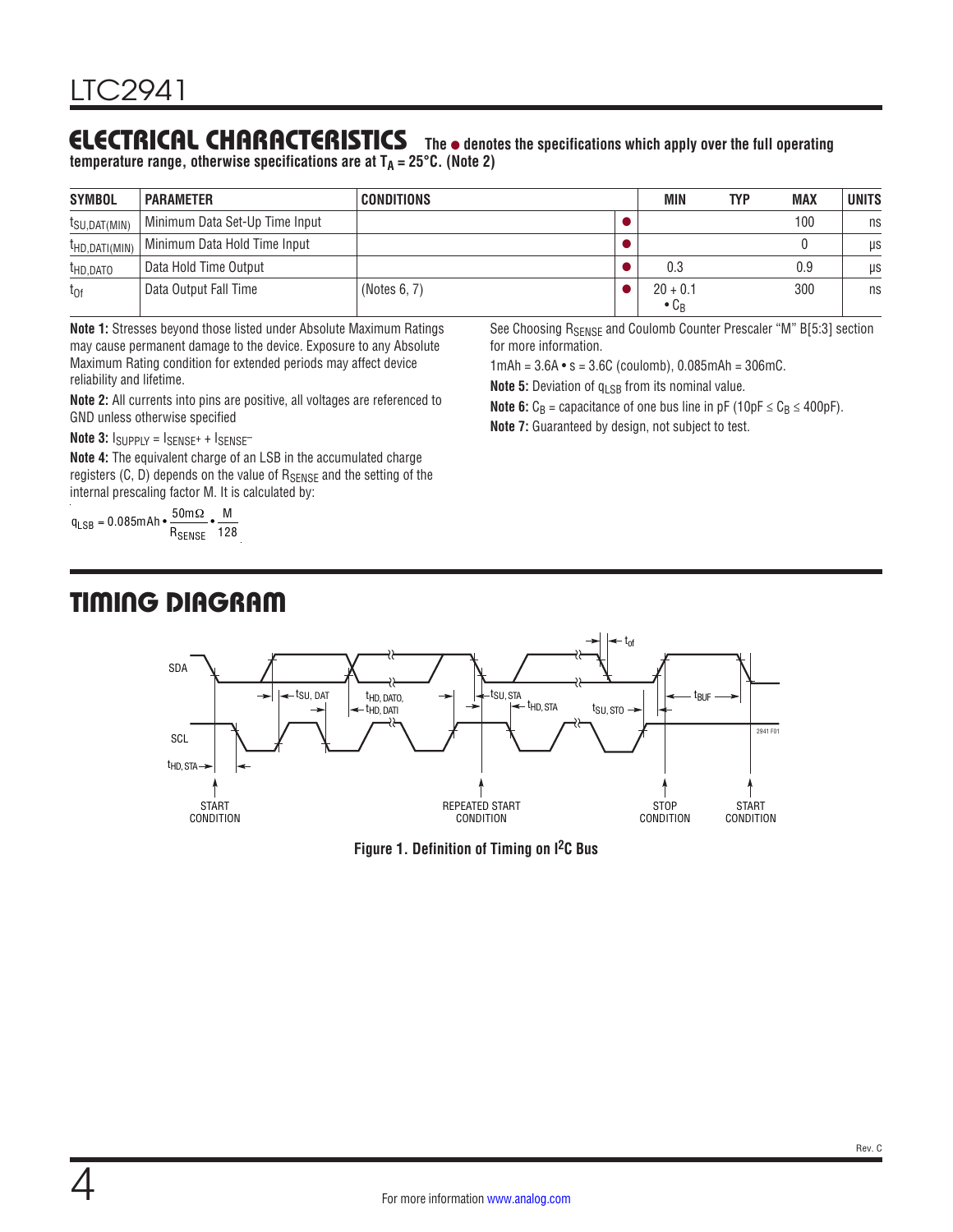## ELECTRICAL CHARACTERISTICS

**The ● denotes the specifications which apply over the full operating temperature range, otherwise specifications are at $T_A$ = 25°C. (Note 2)**

| SYMBOL | PARAMETER | CONDITIONS | | MIN | TYP | MAX | UNITS |
|---|---|---|---|---|---|---|---|
| $t_{SU,DAT(MIN)}$ | Minimum Data Set-Up Time Input | | ● | | | 100 | ns |
| $t_{HD,DATI(MIN)}$ | Minimum Data Hold Time Input | | ● | | | 0 | µs |
| $t_{HD,DATO}$ | Data Hold Time Output | | ● | 0.3 | | 0.9 | µs |
| $t_{Of}$ | Data Output Fall Time | (Notes 6, 7) | ● | 20 + 0.1 • $C_B$ | | 300 | ns |

**Note 1:** Stresses beyond those listed under Absolute Maximum Ratings may cause permanent damage to the device. Exposure to any Absolute Maximum Rating condition for extended periods may affect device reliability and lifetime.

**Note 2:** All currents into pins are positive, all voltages are referenced to GND unless otherwise specified

**Note 3:** $I_{SUPPLY} = I_{SENSE^+} + I_{SENSE^-}$

**Note 4:** The equivalent charge of an LSB in the accumulated charge registers (C, D) depends on the value of $R_{SENSE}$ and the setting of the internal prescaling factor M. It is calculated by:

$$q_{LSB} = 0.085\text{mAh} \cdot \frac{50\text{m}\Omega}{R_{SENSE}} \cdot \frac{M}{128}$$

See Choosing $R_{SENSE}$ and Coulomb Counter Prescaler "M" B[5:3] section for more information.

1mAh = 3.6A • s = 3.6C (coulomb), 0.085mAh = 306mC.

**Note 5:** Deviation of $q_{LSB}$ from its nominal value.

**Note 6:** $C_B$ = capacitance of one bus line in pF (10pF ≤ $C_B$ ≤ 400pF).

**Note 7:** Guaranteed by design, not subject to test.

## TIMING DIAGRAM

**Figure 1. Definition of Timing on I²C Bus**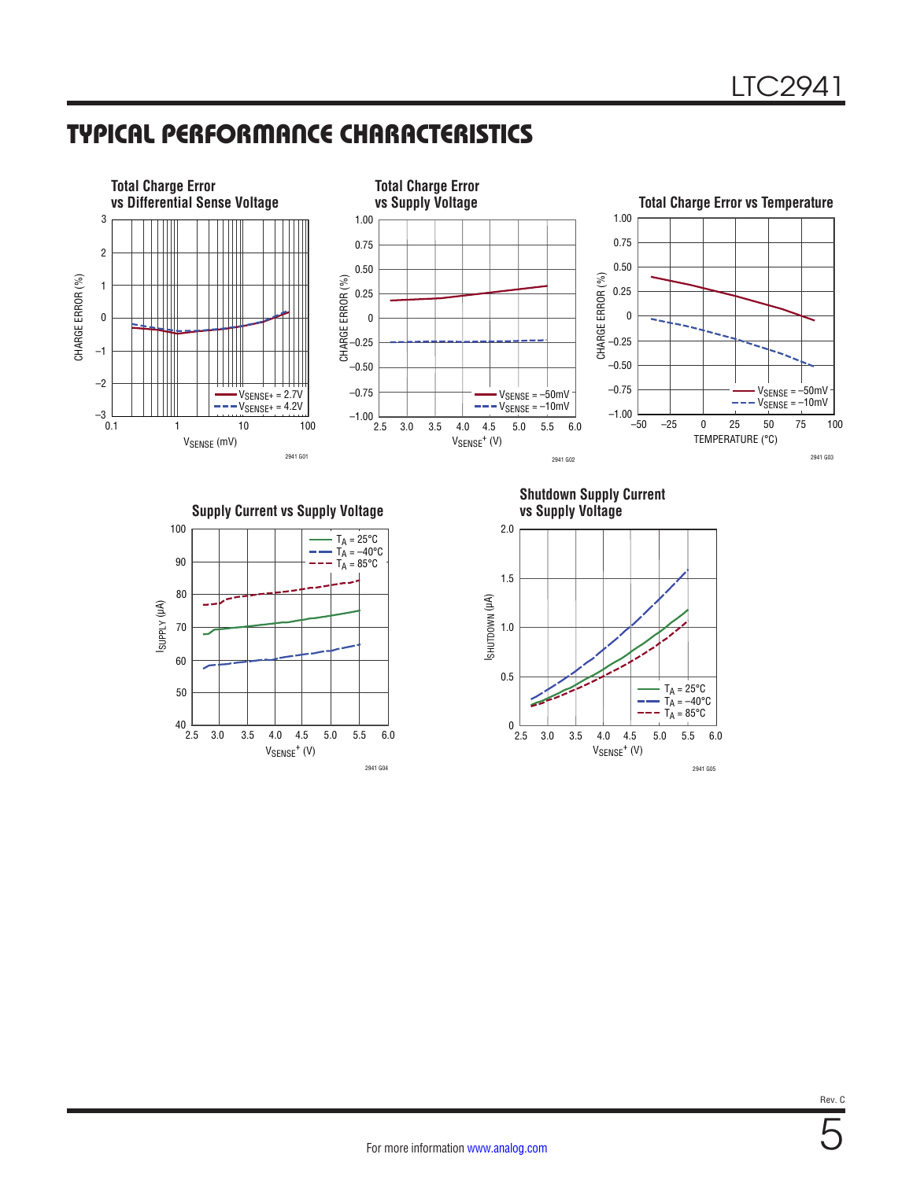## TYPICAL PERFORMANCE CHARACTERISTICS

**Total Charge Error vs Differential Sense Voltage**

CHARGE ERROR (%) vs $V_{SENSE}$ (mV); $V_{SENSE+}$ = 2.7V, $V_{SENSE+}$ = 4.2V

2941 G01

**Total Charge Error vs Supply Voltage**

CHARGE ERROR (%) vs $V_{SENSE}^+$ (V); $V_{SENSE}$ = −50mV, $V_{SENSE}$ = −10mV

2941 G02

**Total Charge Error vs Temperature**

CHARGE ERROR (%) vs TEMPERATURE (°C); $V_{SENSE}$ = −50mV, $V_{SENSE}$ = −10mV

2941 G03

**Supply Current vs Supply Voltage**

$I_{SUPPLY}$ (µA) vs $V_{SENSE}^+$ (V); $T_A$ = 25°C, $T_A$ = −40°C, $T_A$ = 85°C

2941 G04

**Shutdown Supply Current vs Supply Voltage**

$I_{SHUTDOWN}$ (µA) vs $V_{SENSE}^+$ (V); $T_A$ = 25°C, $T_A$ = −40°C, $T_A$ = 85°C

2941 G05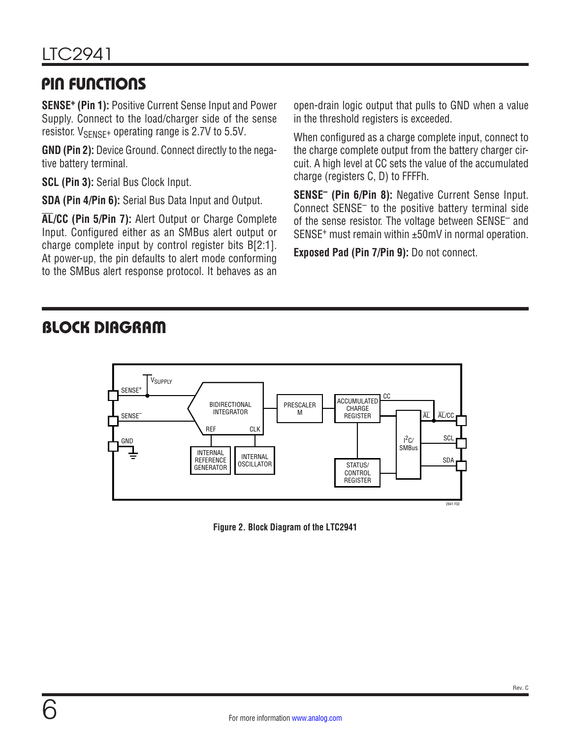## PIN FUNCTIONS

**SENSE⁺ (Pin 1):** Positive Current Sense Input and Power Supply. Connect to the load/charger side of the sense resistor. $V_{SENSE^+}$ operating range is 2.7V to 5.5V.

**GND (Pin 2):** Device Ground. Connect directly to the negative battery terminal.

**SCL (Pin 3):** Serial Bus Clock Input.

**SDA (Pin 4/Pin 6):** Serial Bus Data Input and Output.

**$\overline{AL}$/CC (Pin 5/Pin 7):** Alert Output or Charge Complete Input. Configured either as an SMBus alert output or charge complete input by control register bits B[2:1]. At power-up, the pin defaults to alert mode conforming to the SMBus alert response protocol. It behaves as an open-drain logic output that pulls to GND when a value in the threshold registers is exceeded.

When configured as a charge complete input, connect to the charge complete output from the battery charger circuit. A high level at CC sets the value of the accumulated charge (registers C, D) to FFFFh.

**SENSE⁻ (Pin 6/Pin 8):** Negative Current Sense Input. Connect SENSE⁻ to the positive battery terminal side of the sense resistor. The voltage between SENSE⁻ and SENSE⁺ must remain within ±50mV in normal operation.

**Exposed Pad (Pin 7/Pin 9):** Do not connect.

## BLOCK DIAGRAM

**Figure 2. Block Diagram of the LTC2941**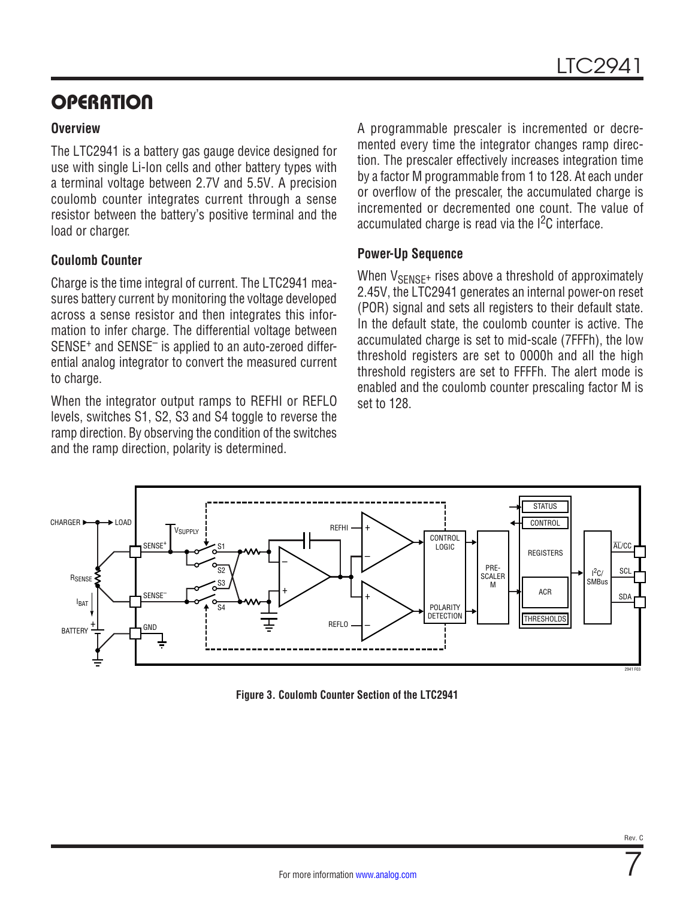## OPERATION

### Overview

The LTC2941 is a battery gas gauge device designed for use with single Li-Ion cells and other battery types with a terminal voltage between 2.7V and 5.5V. A precision coulomb counter integrates current through a sense resistor between the battery's positive terminal and the load or charger.

### Coulomb Counter

Charge is the time integral of current. The LTC2941 measures battery current by monitoring the voltage developed across a sense resistor and then integrates this information to infer charge. The differential voltage between SENSE+ and SENSE– is applied to an auto-zeroed differential analog integrator to convert the measured current to charge.

When the integrator output ramps to REFHI or REFLO levels, switches S1, S2, S3 and S4 toggle to reverse the ramp direction. By observing the condition of the switches and the ramp direction, polarity is determined.

A programmable prescaler is incremented or decremented every time the integrator changes ramp direction. The prescaler effectively increases integration time by a factor M programmable from 1 to 128. At each under or overflow of the prescaler, the accumulated charge is incremented or decremented one count. The value of accumulated charge is read via the I²C interface.

### Power-Up Sequence

When $V_{SENSE+}$ rises above a threshold of approximately 2.45V, the LTC2941 generates an internal power-on reset (POR) signal and sets all registers to their default state. In the default state, the coulomb counter is active. The accumulated charge is set to mid-scale (7FFFh), the low threshold registers are set to 0000h and all the high threshold registers are set to FFFFh. The alert mode is enabled and the coulomb counter prescaling factor M is set to 128.

**Figure 3. Coulomb Counter Section of the LTC2941**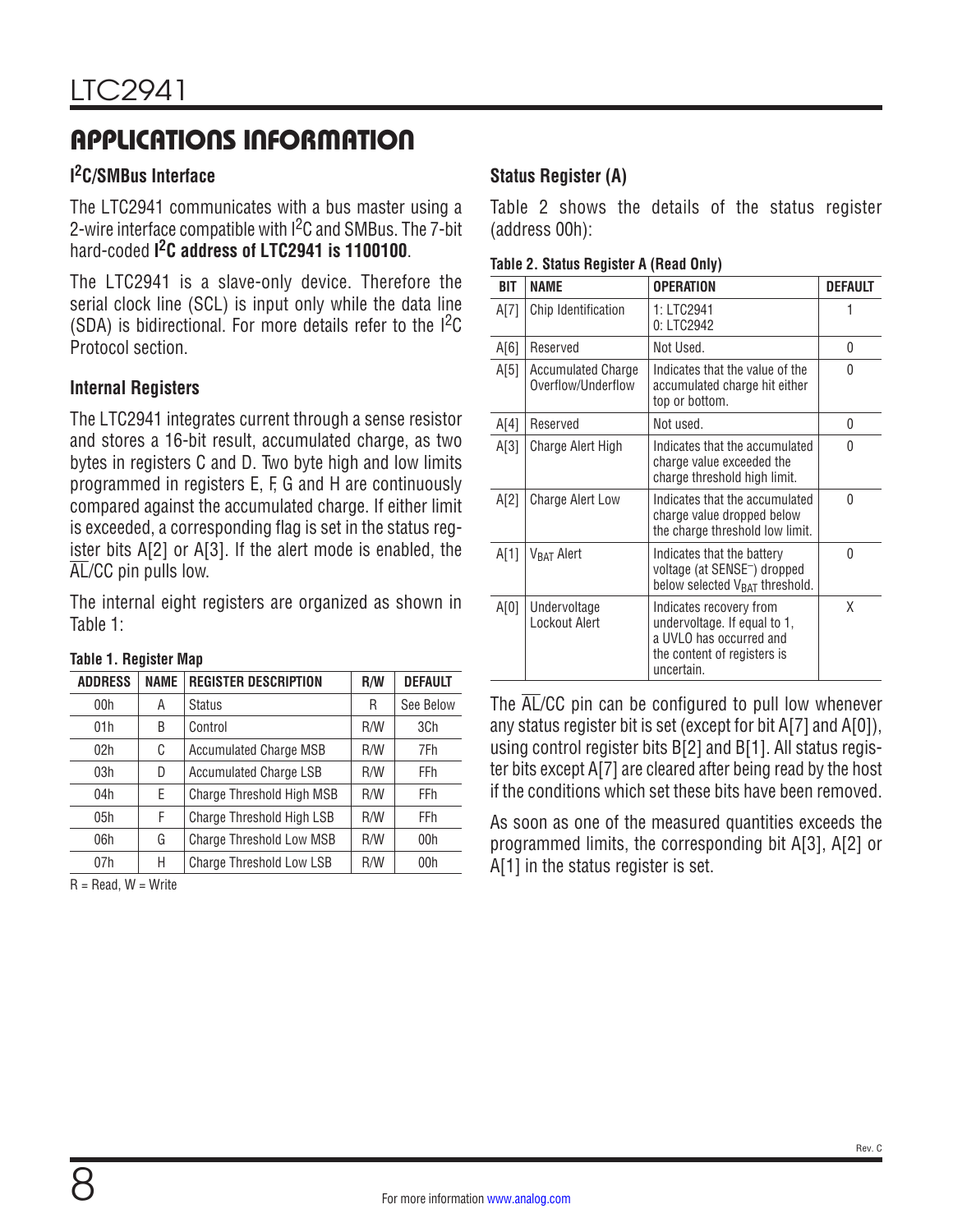## APPLICATIONS INFORMATION

### I²C/SMBus Interface

The LTC2941 communicates with a bus master using a 2-wire interface compatible with I²C and SMBus. The 7-bit hard-coded **I²C address of LTC2941 is 1100100**.

The LTC2941 is a slave-only device. Therefore the serial clock line (SCL) is input only while the data line (SDA) is bidirectional. For more details refer to the I²C Protocol section.

### Internal Registers

The LTC2941 integrates current through a sense resistor and stores a 16-bit result, accumulated charge, as two bytes in registers C and D. Two byte high and low limits programmed in registers E, F, G and H are continuously compared against the accumulated charge. If either limit is exceeded, a corresponding flag is set in the status register bits A[2] or A[3]. If the alert mode is enabled, the $\overline{AL}$/CC pin pulls low.

The internal eight registers are organized as shown in Table 1:

**Table 1. Register Map**

| ADDRESS | NAME | REGISTER DESCRIPTION | R/W | DEFAULT |
|---|---|---|---|---|
| 00h | A | Status | R | See Below |
| 01h | B | Control | R/W | 3Ch |
| 02h | C | Accumulated Charge MSB | R/W | 7Fh |
| 03h | D | Accumulated Charge LSB | R/W | FFh |
| 04h | E | Charge Threshold High MSB | R/W | FFh |
| 05h | F | Charge Threshold High LSB | R/W | FFh |
| 06h | G | Charge Threshold Low MSB | R/W | 00h |
| 07h | H | Charge Threshold Low LSB | R/W | 00h |

R = Read, W = Write

### Status Register (A)

Table 2 shows the details of the status register (address 00h):

**Table 2. Status Register A (Read Only)**

| BIT | NAME | OPERATION | DEFAULT |
|---|---|---|---|
| A[7] | Chip Identification | 1: LTC2941<br>0: LTC2942 | 1 |
| A[6] | Reserved | Not Used. | 0 |
| A[5] | Accumulated Charge Overflow/Underflow | Indicates that the value of the accumulated charge hit either top or bottom. | 0 |
| A[4] | Reserved | Not used. | 0 |
| A[3] | Charge Alert High | Indicates that the accumulated charge value exceeded the charge threshold high limit. | 0 |
| A[2] | Charge Alert Low | Indicates that the accumulated charge value dropped below the charge threshold low limit. | 0 |
| A[1] | $V_{BAT}$ Alert | Indicates that the battery voltage (at SENSE⁻) dropped below selected $V_{BAT}$ threshold. | 0 |
| A[0] | Undervoltage Lockout Alert | Indicates recovery from undervoltage. If equal to 1, a UVLO has occurred and the content of registers is uncertain. | X |

The $\overline{AL}$/CC pin can be configured to pull low whenever any status register bit is set (except for bit A[7] and A[0]), using control register bits B[2] and B[1]. All status register bits except A[7] are cleared after being read by the host if the conditions which set these bits have been removed.

As soon as one of the measured quantities exceeds the programmed limits, the corresponding bit A[3], A[2] or A[1] in the status register is set.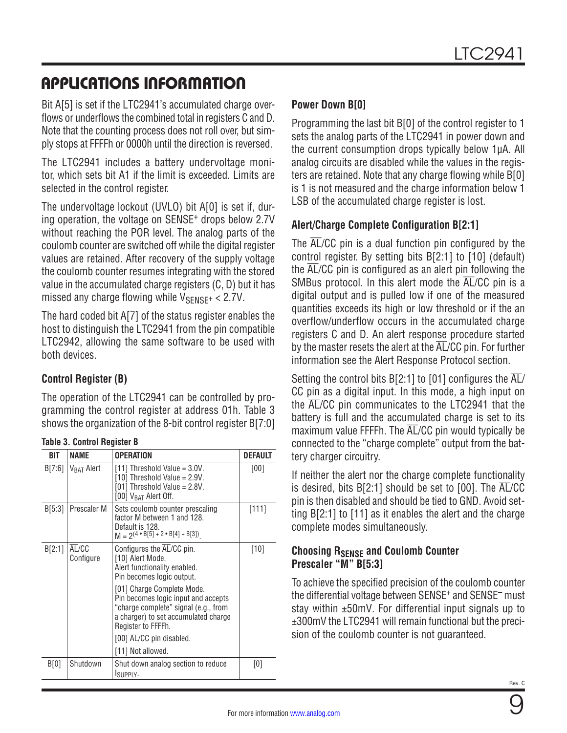## APPLICATIONS INFORMATION

Bit A[5] is set if the LTC2941's accumulated charge overflows or underflows the combined total in registers C and D. Note that the counting process does not roll over, but simply stops at FFFFh or 0000h until the direction is reversed.

The LTC2941 includes a battery undervoltage monitor, which sets bit A1 if the limit is exceeded. Limits are selected in the control register.

The undervoltage lockout (UVLO) bit A[0] is set if, during operation, the voltage on SENSE+ drops below 2.7V without reaching the POR level. The analog parts of the coulomb counter are switched off while the digital register values are retained. After recovery of the supply voltage the coulomb counter resumes integrating with the stored value in the accumulated charge registers (C, D) but it has missed any charge flowing while $V_{SENSE^+} < 2.7V$.

The hard coded bit A[7] of the status register enables the host to distinguish the LTC2941 from the pin compatible LTC2942, allowing the same software to be used with both devices.

### Control Register (B)

The operation of the LTC2941 can be controlled by programming the control register at address 01h. Table 3 shows the organization of the 8-bit control register B[7:0]

**Table 3. Control Register B**

| BIT | NAME | OPERATION | DEFAULT |
|---|---|---|---|
| B[7:6] | $V_{BAT}$ Alert | [11] Threshold Value = 3.0V. [10] Threshold Value = 2.9V. [01] Threshold Value = 2.8V. [00] $V_{BAT}$ Alert Off. | [00] |
| B[5:3] | Prescaler M | Sets coulomb counter prescaling factor M between 1 and 128. Default is 128. $M = 2^{(4 \cdot B[5] + 2 \cdot B[4] + B[3])}$. | [111] |
| B[2:1] | AL/CC Configure | Configures the AL/CC pin. [10] Alert Mode. Alert functionality enabled. Pin becomes logic output. [01] Charge Complete Mode. Pin becomes logic input and accepts "charge complete" signal (e.g., from a charger) to set accumulated charge Register to FFFFh. [00] AL/CC pin disabled. [11] Not allowed. | [10] |
| B[0] | Shutdown | Shut down analog section to reduce $I_{SUPPLY}$. | [0] |

### Power Down B[0]

Programming the last bit B[0] of the control register to 1 sets the analog parts of the LTC2941 in power down and the current consumption drops typically below 1µA. All analog circuits are disabled while the values in the registers are retained. Note that any charge flowing while B[0] is 1 is not measured and the charge information below 1 LSB of the accumulated charge register is lost.

### Alert/Charge Complete Configuration B[2:1]

The AL/CC pin is a dual function pin configured by the control register. By setting bits B[2:1] to [10] (default) the AL/CC pin is configured as an alert pin following the SMBus protocol. In this alert mode the AL/CC pin is a digital output and is pulled low if one of the measured quantities exceeds its high or low threshold or if the an overflow/underflow occurs in the accumulated charge registers C and D. An alert response procedure started by the master resets the alert at the AL/CC pin. For further information see the Alert Response Protocol section.

Setting the control bits B[2:1] to [01] configures the AL/CC pin as a digital input. In this mode, a high input on the AL/CC pin communicates to the LTC2941 that the battery is full and the accumulated charge is set to its maximum value FFFFh. The AL/CC pin would typically be connected to the "charge complete" output from the battery charger circuitry.

If neither the alert nor the charge complete functionality is desired, bits B[2:1] should be set to [00]. The AL/CC pin is then disabled and should be tied to GND. Avoid setting B[2:1] to [11] as it enables the alert and the charge complete modes simultaneously.

### Choosing $R_{SENSE}$ and Coulomb Counter Prescaler "M" B[5:3]

To achieve the specified precision of the coulomb counter the differential voltage between SENSE+ and SENSE– must stay within ±50mV. For differential input signals up to ±300mV the LTC2941 will remain functional but the precision of the coulomb counter is not guaranteed.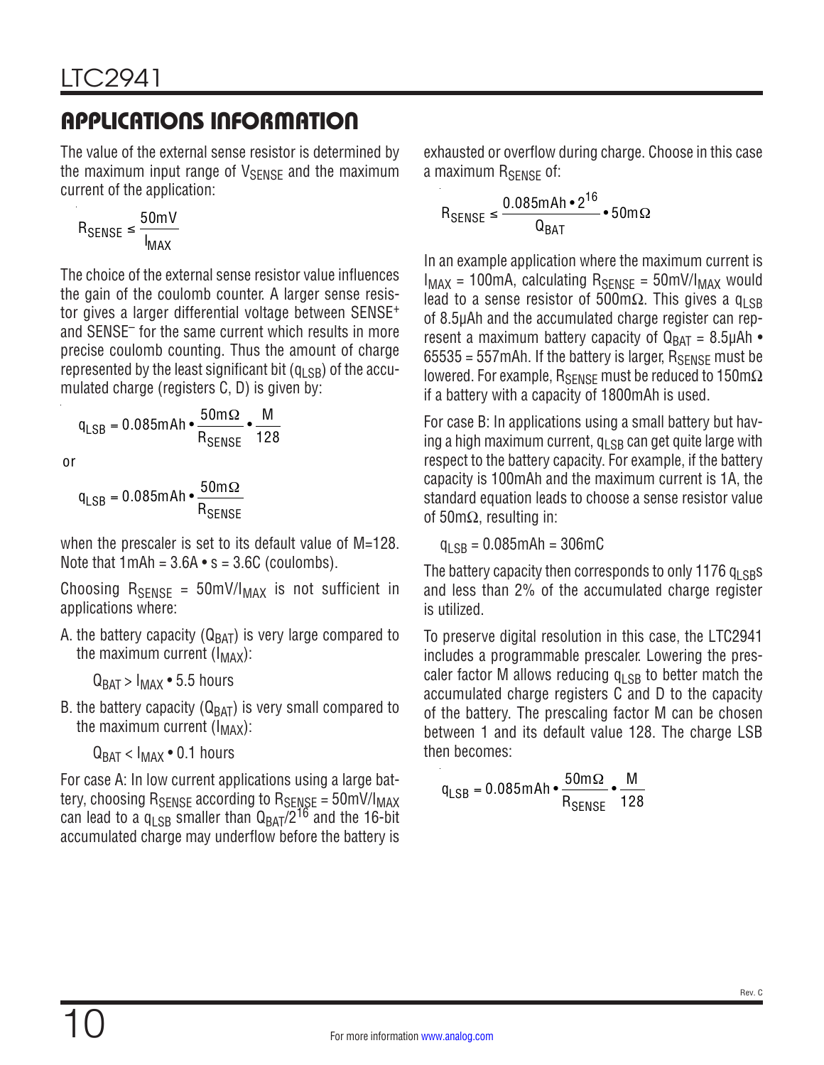## APPLICATIONS INFORMATION

The value of the external sense resistor is determined by the maximum input range of $V_{SENSE}$ and the maximum current of the application:

$$R_{SENSE} \le \frac{50mV}{I_{MAX}}$$

The choice of the external sense resistor value influences the gain of the coulomb counter. A larger sense resistor gives a larger differential voltage between SENSE+ and SENSE– for the same current which results in more precise coulomb counting. Thus the amount of charge represented by the least significant bit ($q_{LSB}$) of the accumulated charge (registers C, D) is given by:

$$q_{LSB} = 0.085mAh \bullet \frac{50m\Omega}{R_{SENSE}} \bullet \frac{M}{128}$$

or

$$q_{LSB} = 0.085mAh \bullet \frac{50m\Omega}{R_{SENSE}}$$

when the prescaler is set to its default value of M=128. Note that 1mAh = 3.6A • s = 3.6C (coulombs).

Choosing $R_{SENSE} = 50mV/I_{MAX}$ is not sufficient in applications where:

A. the battery capacity ($Q_{BAT}$) is very large compared to the maximum current ($I_{MAX}$):

$Q_{BAT} > I_{MAX} \bullet 5.5$ hours

B. the battery capacity ($Q_{BAT}$) is very small compared to the maximum current ($I_{MAX}$):

$Q_{BAT} < I_{MAX} \bullet 0.1$ hours

For case A: In low current applications using a large battery, choosing $R_{SENSE}$ according to $R_{SENSE} = 50mV/I_{MAX}$ can lead to a $q_{LSB}$ smaller than $Q_{BAT}/2^{16}$ and the 16-bit accumulated charge may underflow before the battery is exhausted or overflow during charge. Choose in this case a maximum $R_{SENSE}$ of:

$$R_{SENSE} \le \frac{0.085mAh \bullet 2^{16}}{Q_{BAT}} \bullet 50m\Omega$$

In an example application where the maximum current is $I_{MAX}$ = 100mA, calculating $R_{SENSE} = 50mV/I_{MAX}$ would lead to a sense resistor of 500mΩ. This gives a $q_{LSB}$ of 8.5µAh and the accumulated charge register can represent a maximum battery capacity of $Q_{BAT}$ = 8.5µAh • 65535 = 557mAh. If the battery is larger, $R_{SENSE}$ must be lowered. For example, $R_{SENSE}$ must be reduced to 150mΩ if a battery with a capacity of 1800mAh is used.

For case B: In applications using a small battery but having a high maximum current, $q_{LSB}$ can get quite large with respect to the battery capacity. For example, if the battery capacity is 100mAh and the maximum current is 1A, the standard equation leads to choose a sense resistor value of 50mΩ, resulting in:

$q_{LSB}$ = 0.085mAh = 306mC

The battery capacity then corresponds to only 1176 $q_{LSB}$s and less than 2% of the accumulated charge register is utilized.

To preserve digital resolution in this case, the LTC2941 includes a programmable prescaler. Lowering the prescaler factor M allows reducing $q_{LSB}$ to better match the accumulated charge registers C and D to the capacity of the battery. The prescaling factor M can be chosen between 1 and its default value 128. The charge LSB then becomes:

$$q_{LSB} = 0.085mAh \bullet \frac{50m\Omega}{R_{SENSE}} \bullet \frac{M}{128}$$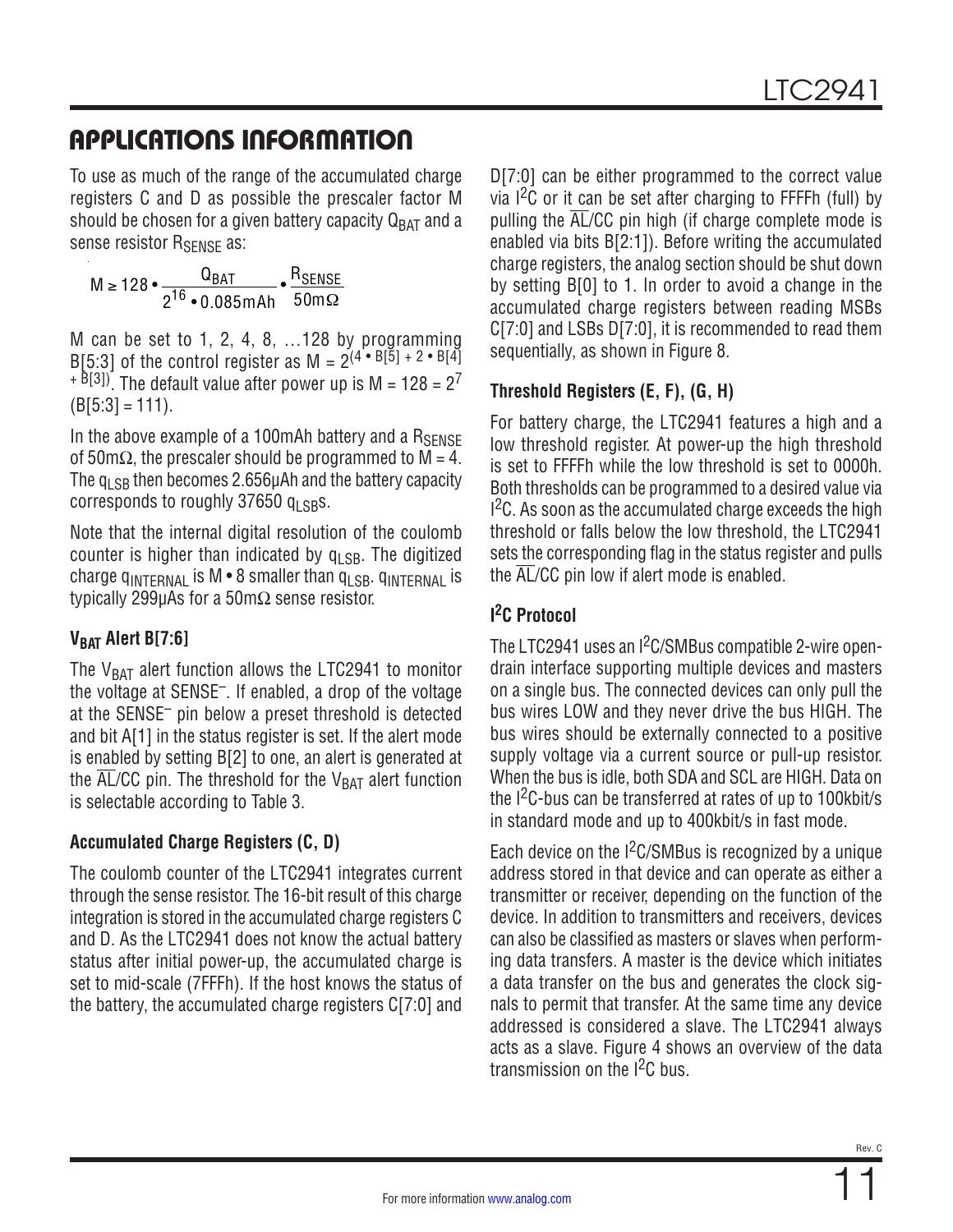## APPLICATIONS INFORMATION

To use as much of the range of the accumulated charge registers C and D as possible the prescaler factor M should be chosen for a given battery capacity $Q_{BAT}$ and a sense resistor $R_{SENSE}$ as:

$$M \geq 128 \cdot \frac{Q_{BAT}}{2^{16} \cdot 0.085\text{mAh}} \cdot \frac{R_{SENSE}}{50\text{m}\Omega}$$

M can be set to 1, 2, 4, 8, …128 by programming B[5:3] of the control register as $M = 2^{(4 \cdot B[5] + 2 \cdot B[4] + B[3])}$. The default value after power up is $M = 128 = 2^7$ (B[5:3] = 111).

In the above example of a 100mAh battery and a $R_{SENSE}$ of 50mΩ, the prescaler should be programmed to M = 4. The $q_{LSB}$ then becomes 2.656µAh and the battery capacity corresponds to roughly 37650 $q_{LSB}$s.

Note that the internal digital resolution of the coulomb counter is higher than indicated by $q_{LSB}$. The digitized charge $q_{INTERNAL}$ is M • 8 smaller than $q_{LSB}$. $q_{INTERNAL}$ is typically 299µAs for a 50mΩ sense resistor.

### $V_{BAT}$ Alert B[7:6]

The $V_{BAT}$ alert function allows the LTC2941 to monitor the voltage at $SENSE^–$. If enabled, a drop of the voltage at the $SENSE^–$ pin below a preset threshold is detected and bit A[1] in the status register is set. If the alert mode is enabled by setting B[2] to one, an alert is generated at the $\overline{AL}$/CC pin. The threshold for the $V_{BAT}$ alert function is selectable according to Table 3.

### Accumulated Charge Registers (C, D)

The coulomb counter of the LTC2941 integrates current through the sense resistor. The 16-bit result of this charge integration is stored in the accumulated charge registers C and D. As the LTC2941 does not know the actual battery status after initial power-up, the accumulated charge is set to mid-scale (7FFFh). If the host knows the status of the battery, the accumulated charge registers C[7:0] and D[7:0] can be either programmed to the correct value via I²C or it can be set after charging to FFFFh (full) by pulling the $\overline{AL}$/CC pin high (if charge complete mode is enabled via bits B[2:1]). Before writing the accumulated charge registers, the analog section should be shut down by setting B[0] to 1. In order to avoid a change in the accumulated charge registers between reading MSBs C[7:0] and LSBs D[7:0], it is recommended to read them sequentially, as shown in Figure 8.

### Threshold Registers (E, F), (G, H)

For battery charge, the LTC2941 features a high and a low threshold register. At power-up the high threshold is set to FFFFh while the low threshold is set to 0000h. Both thresholds can be programmed to a desired value via I²C. As soon as the accumulated charge exceeds the high threshold or falls below the low threshold, the LTC2941 sets the corresponding flag in the status register and pulls the $\overline{AL}$/CC pin low if alert mode is enabled.

### I²C Protocol

The LTC2941 uses an I²C/SMBus compatible 2-wire open-drain interface supporting multiple devices and masters on a single bus. The connected devices can only pull the bus wires LOW and they never drive the bus HIGH. The bus wires should be externally connected to a positive supply voltage via a current source or pull-up resistor. When the bus is idle, both SDA and SCL are HIGH. Data on the I²C-bus can be transferred at rates of up to 100kbit/s in standard mode and up to 400kbit/s in fast mode.

Each device on the I²C/SMBus is recognized by a unique address stored in that device and can operate as either a transmitter or receiver, depending on the function of the device. In addition to transmitters and receivers, devices can also be classified as masters or slaves when performing data transfers. A master is the device which initiates a data transfer on the bus and generates the clock signals to permit that transfer. At the same time any device addressed is considered a slave. The LTC2941 always acts as a slave. Figure 4 shows an overview of the data transmission on the I²C bus.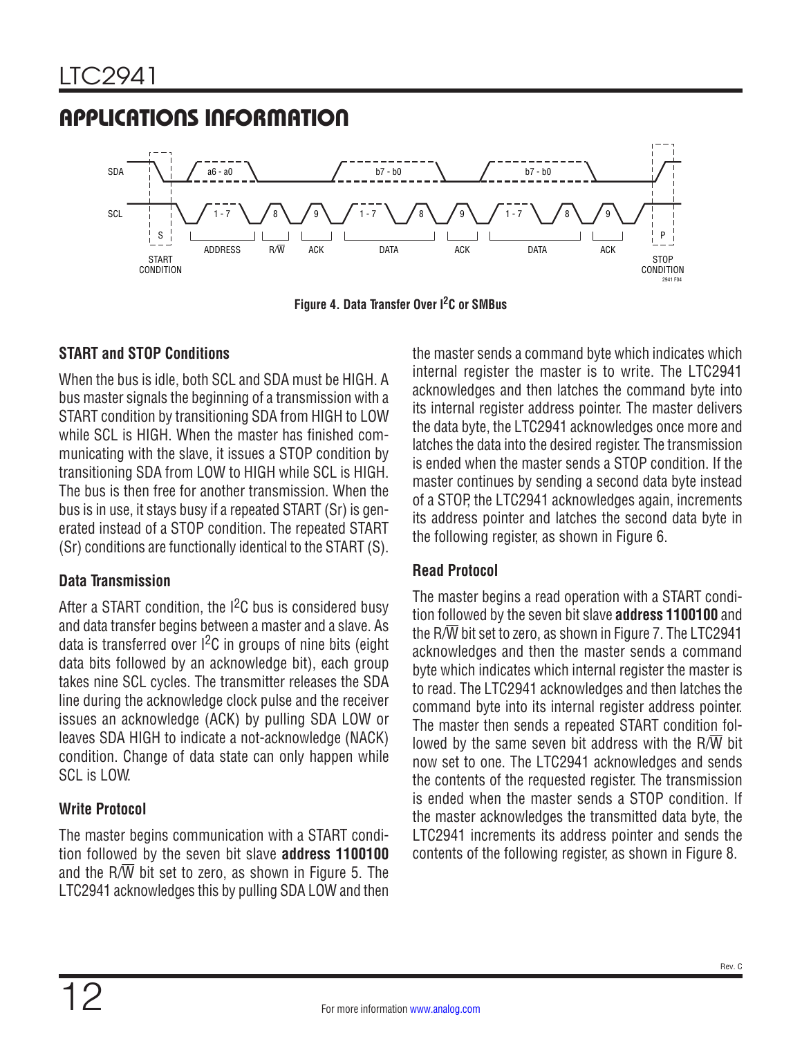## APPLICATIONS INFORMATION

Figure 4. Data Transfer Over I²C or SMBus

### START and STOP Conditions

When the bus is idle, both SCL and SDA must be HIGH. A bus master signals the beginning of a transmission with a START condition by transitioning SDA from HIGH to LOW while SCL is HIGH. When the master has finished communicating with the slave, it issues a STOP condition by transitioning SDA from LOW to HIGH while SCL is HIGH. The bus is then free for another transmission. When the bus is in use, it stays busy if a repeated START (Sr) is generated instead of a STOP condition. The repeated START (Sr) conditions are functionally identical to the START (S).

### Data Transmission

After a START condition, the I²C bus is considered busy and data transfer begins between a master and a slave. As data is transferred over I²C in groups of nine bits (eight data bits followed by an acknowledge bit), each group takes nine SCL cycles. The transmitter releases the SDA line during the acknowledge clock pulse and the receiver issues an acknowledge (ACK) by pulling SDA LOW or leaves SDA HIGH to indicate a not-acknowledge (NACK) condition. Change of data state can only happen while SCL is LOW.

### Write Protocol

The master begins communication with a START condition followed by the seven bit slave **address 1100100** and the R/$\overline{W}$ bit set to zero, as shown in Figure 5. The LTC2941 acknowledges this by pulling SDA LOW and then the master sends a command byte which indicates which internal register the master is to write. The LTC2941 acknowledges and then latches the command byte into its internal register address pointer. The master delivers the data byte, the LTC2941 acknowledges once more and latches the data into the desired register. The transmission is ended when the master sends a STOP condition. If the master continues by sending a second data byte instead of a STOP, the LTC2941 acknowledges again, increments its address pointer and latches the second data byte in the following register, as shown in Figure 6.

### Read Protocol

The master begins a read operation with a START condition followed by the seven bit slave **address 1100100** and the R/$\overline{W}$ bit set to zero, as shown in Figure 7. The LTC2941 acknowledges and then the master sends a command byte which indicates which internal register the master is to read. The LTC2941 acknowledges and then latches the command byte into its internal register address pointer. The master then sends a repeated START condition followed by the same seven bit address with the R/$\overline{W}$ bit now set to one. The LTC2941 acknowledges and sends the contents of the requested register. The transmission is ended when the master sends a STOP condition. If the master acknowledges the transmitted data byte, the LTC2941 increments its address pointer and sends the contents of the following register, as shown in Figure 8.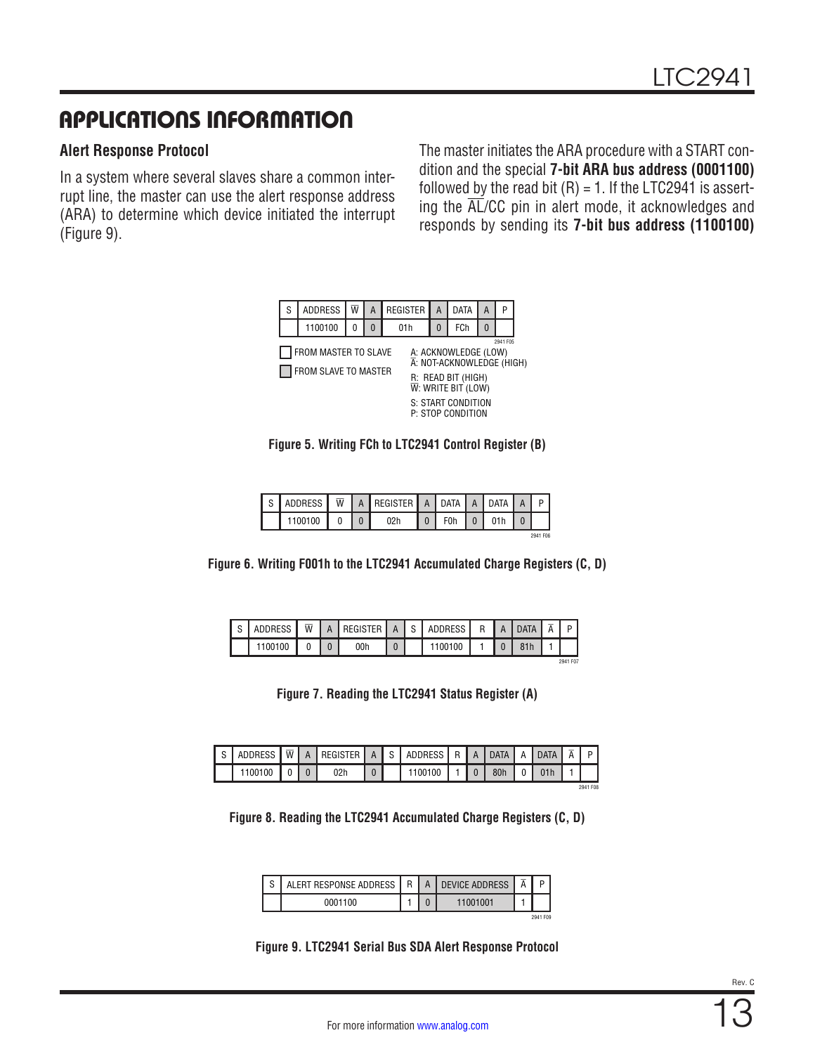## APPLICATIONS INFORMATION

### Alert Response Protocol

In a system where several slaves share a common interrupt line, the master can use the alert response address (ARA) to determine which device initiated the interrupt (Figure 9).

The master initiates the ARA procedure with a START condition and the special **7-bit ARA bus address (0001100)** followed by the read bit (R) = 1. If the LTC2941 is asserting the $\overline{AL}$/CC pin in alert mode, it acknowledges and responds by sending its **7-bit bus address (1100100)**

| S | ADDRESS | $\overline{W}$ | A | REGISTER | A | DATA | A | P |
|---|---|---|---|---|---|---|---|---|
| | 1100100 | 0 | 0 | 01h | 0 | FCh | 0 | |

FROM MASTER TO SLAVE
FROM SLAVE TO MASTER

A: ACKNOWLEDGE (LOW)
$\overline{A}$: NOT-ACKNOWLEDGE (HIGH)
R: READ BIT (HIGH)
$\overline{W}$: WRITE BIT (LOW)
S: START CONDITION
P: STOP CONDITION

**Figure 5. Writing FCh to LTC2941 Control Register (B)**

| S | ADDRESS | $\overline{W}$ | A | REGISTER | A | DATA | A | DATA | A | P |
|---|---|---|---|---|---|---|---|---|---|---|
| | 1100100 | 0 | 0 | 02h | 0 | F0h | 0 | 01h | 0 | |

**Figure 6. Writing F001h to the LTC2941 Accumulated Charge Registers (C, D)**

| S | ADDRESS | $\overline{W}$ | A | REGISTER | A | S | ADDRESS | R | A | DATA | $\overline{A}$ | P |
|---|---|---|---|---|---|---|---|---|---|---|---|---|
| | 1100100 | 0 | 0 | 00h | 0 | | 1100100 | 1 | 0 | 81h | 1 | |

**Figure 7. Reading the LTC2941 Status Register (A)**

| S | ADDRESS | $\overline{W}$ | A | REGISTER | A | S | ADDRESS | R | A | DATA | A | DATA | $\overline{A}$ | P |
|---|---|---|---|---|---|---|---|---|---|---|---|---|---|---|
| | 1100100 | 0 | 0 | 02h | 0 | | 1100100 | 1 | 0 | 80h | 0 | 01h | 1 | |

**Figure 8. Reading the LTC2941 Accumulated Charge Registers (C, D)**

| S | ALERT RESPONSE ADDRESS | R | A | DEVICE ADDRESS | $\overline{A}$ | P |
|---|---|---|---|---|---|---|
| | 0001100 | 1 | 0 | 11001001 | 1 | |

**Figure 9. LTC2941 Serial Bus SDA Alert Response Protocol**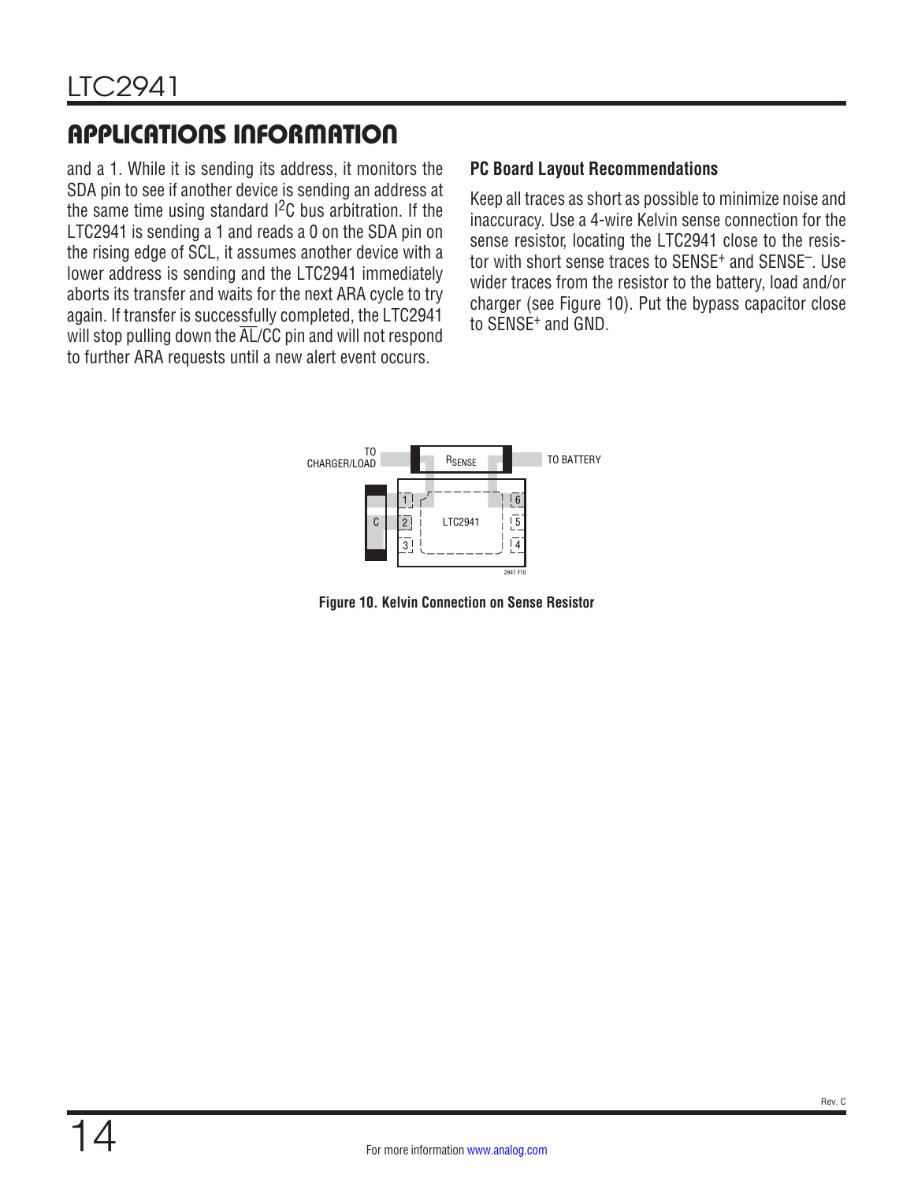## APPLICATIONS INFORMATION

and a 1. While it is sending its address, it monitors the SDA pin to see if another device is sending an address at the same time using standard $I^2C$ bus arbitration. If the LTC2941 is sending a 1 and reads a 0 on the SDA pin on the rising edge of SCL, it assumes another device with a lower address is sending and the LTC2941 immediately aborts its transfer and waits for the next ARA cycle to try again. If transfer is successfully completed, the LTC2941 will stop pulling down the $\overline{AL}$/CC pin and will not respond to further ARA requests until a new alert event occurs.

### PC Board Layout Recommendations

Keep all traces as short as possible to minimize noise and inaccuracy. Use a 4-wire Kelvin sense connection for the sense resistor, locating the LTC2941 close to the resistor with short sense traces to $SENSE^+$ and $SENSE^–$. Use wider traces from the resistor to the battery, load and/or charger (see Figure 10). Put the bypass capacitor close to $SENSE^+$ and GND.

Figure 10. Kelvin Connection on Sense Resistor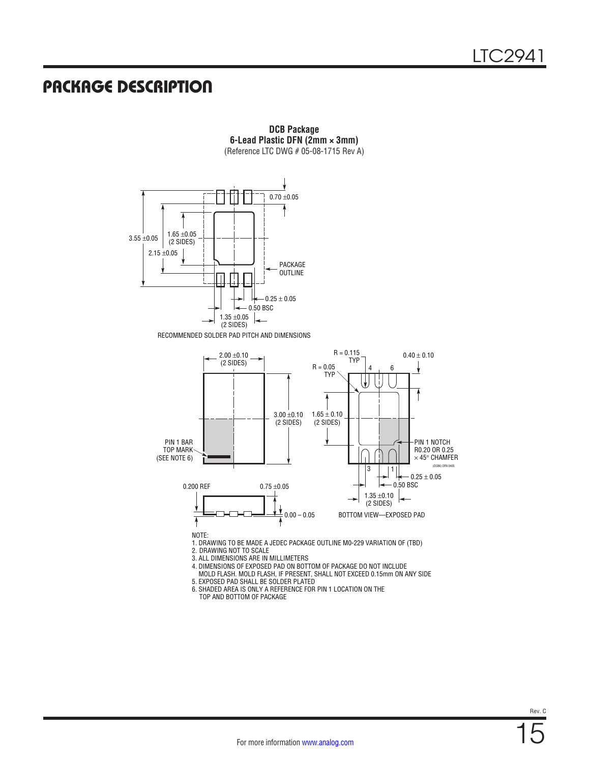# PACKAGE DESCRIPTION

**DCB Package**
**6-Lead Plastic DFN (2mm × 3mm)**
(Reference LTC DWG # 05-08-1715 Rev A)

0.70 ±0.05

3.55 ±0.05

1.65 ±0.05 (2 SIDES)

2.15 ±0.05

PACKAGE OUTLINE

0.25 ± 0.05

0.50 BSC

1.35 ±0.05 (2 SIDES)

RECOMMENDED SOLDER PAD PITCH AND DIMENSIONS

2.00 ±0.10 (2 SIDES)

3.00 ±0.10 (2 SIDES)

PIN 1 BAR TOP MARK (SEE NOTE 6)

R = 0.115 TYP

R = 0.05 TYP

0.40 ± 0.10

1.65 ± 0.10 (2 SIDES)

PIN 1 NOTCH R0.20 OR 0.25 × 45° CHAMFER

(DCB6) DFN 0405

0.25 ± 0.05

0.50 BSC

1.35 ±0.10 (2 SIDES)

0.200 REF

0.75 ±0.05

0.00 – 0.05

BOTTOM VIEW—EXPOSED PAD

NOTE:
1. DRAWING TO BE MADE A JEDEC PACKAGE OUTLINE M0-229 VARIATION OF (TBD)
2. DRAWING NOT TO SCALE
3. ALL DIMENSIONS ARE IN MILLIMETERS
4. DIMENSIONS OF EXPOSED PAD ON BOTTOM OF PACKAGE DO NOT INCLUDE MOLD FLASH. MOLD FLASH, IF PRESENT, SHALL NOT EXCEED 0.15mm ON ANY SIDE
5. EXPOSED PAD SHALL BE SOLDER PLATED
6. SHADED AREA IS ONLY A REFERENCE FOR PIN 1 LOCATION ON THE TOP AND BOTTOM OF PACKAGE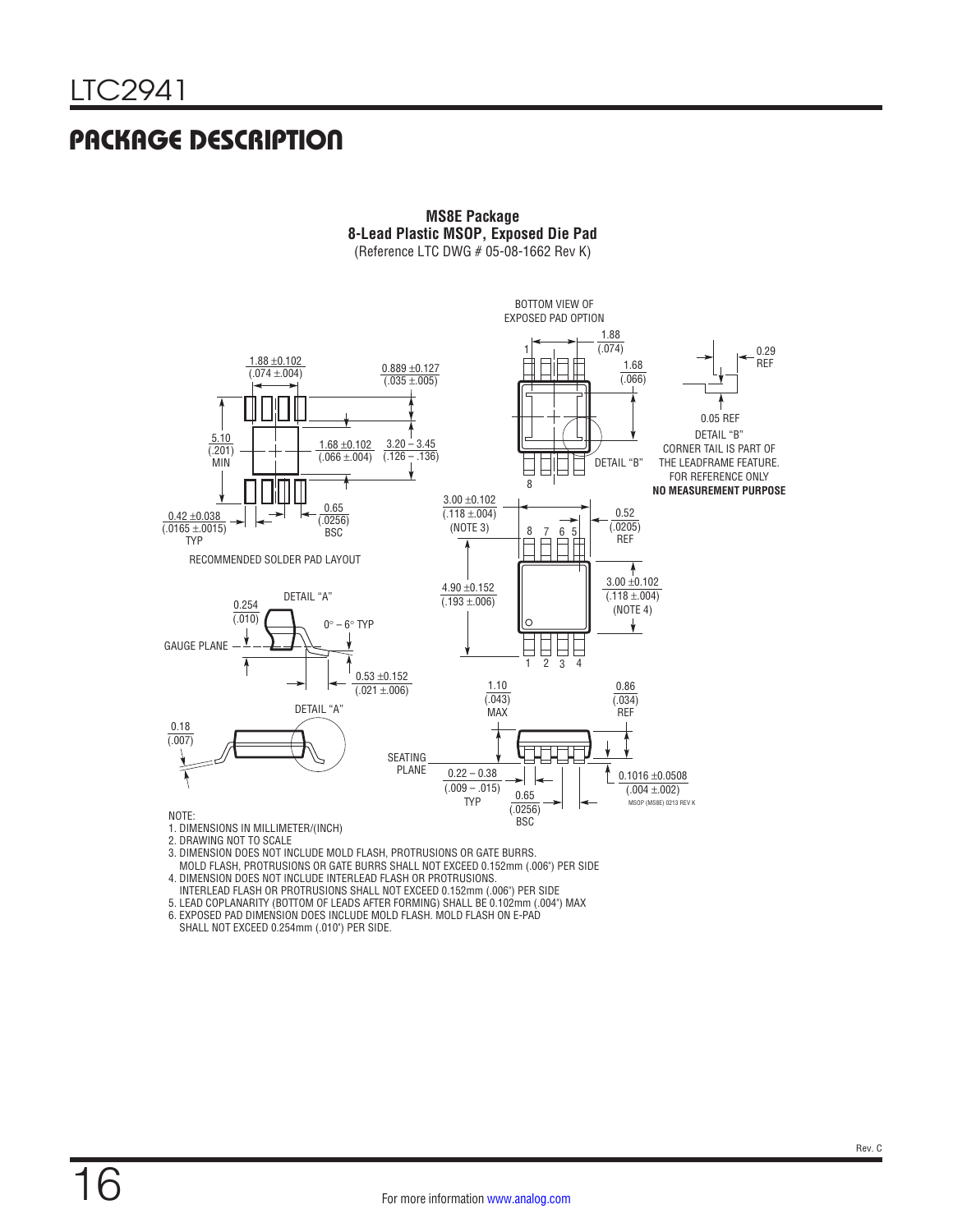## PACKAGE DESCRIPTION

**MS8E Package**
**8-Lead Plastic MSOP, Exposed Die Pad**
(Reference LTC DWG # 05-08-1662 Rev K)

BOTTOM VIEW OF EXPOSED PAD OPTION

1.88 (.074)

1.68 (.066)

0.29 REF

0.05 REF

DETAIL "B"

DETAIL "B" CORNER TAIL IS PART OF THE LEADFRAME FEATURE. FOR REFERENCE ONLY

**NO MEASUREMENT PURPOSE**

1.88 ±0.102 (.074 ±.004)

0.889 ±0.127 (.035 ±.005)

5.10 (.201) MIN

1.68 ±0.102 (.066 ±.004)

3.20 – 3.45 (.126 – .136)

0.42 ±0.038 (.0165 ±.0015) TYP

0.65 (.0256) BSC

RECOMMENDED SOLDER PAD LAYOUT

3.00 ±0.102 (.118 ±.004) (NOTE 3)

0.52 (.0205) REF

4.90 ±0.152 (.193 ±.006)

3.00 ±0.102 (.118 ±.004) (NOTE 4)

DETAIL "A"

0.254 (.010)

0° – 6° TYP

GAUGE PLANE

0.53 ±0.152 (.021 ±.006)

DETAIL "A"

0.18 (.007)

1.10 (.043) MAX

0.86 (.034) REF

SEATING PLANE

0.22 – 0.38 (.009 – .015) TYP

0.65 (.0256) BSC

0.1016 ±0.0508 (.004 ±.002)

MSOP (MS8E) 0213 REV K

NOTE:
1. DIMENSIONS IN MILLIMETER/(INCH)
2. DRAWING NOT TO SCALE
3. DIMENSION DOES NOT INCLUDE MOLD FLASH, PROTRUSIONS OR GATE BURRS. MOLD FLASH, PROTRUSIONS OR GATE BURRS SHALL NOT EXCEED 0.152mm (.006") PER SIDE
4. DIMENSION DOES NOT INCLUDE INTERLEAD FLASH OR PROTRUSIONS. INTERLEAD FLASH OR PROTRUSIONS SHALL NOT EXCEED 0.152mm (.006") PER SIDE
5. LEAD COPLANARITY (BOTTOM OF LEADS AFTER FORMING) SHALL BE 0.102mm (.004") MAX
6. EXPOSED PAD DIMENSION DOES INCLUDE MOLD FLASH. MOLD FLASH ON E-PAD SHALL NOT EXCEED 0.254mm (.010") PER SIDE.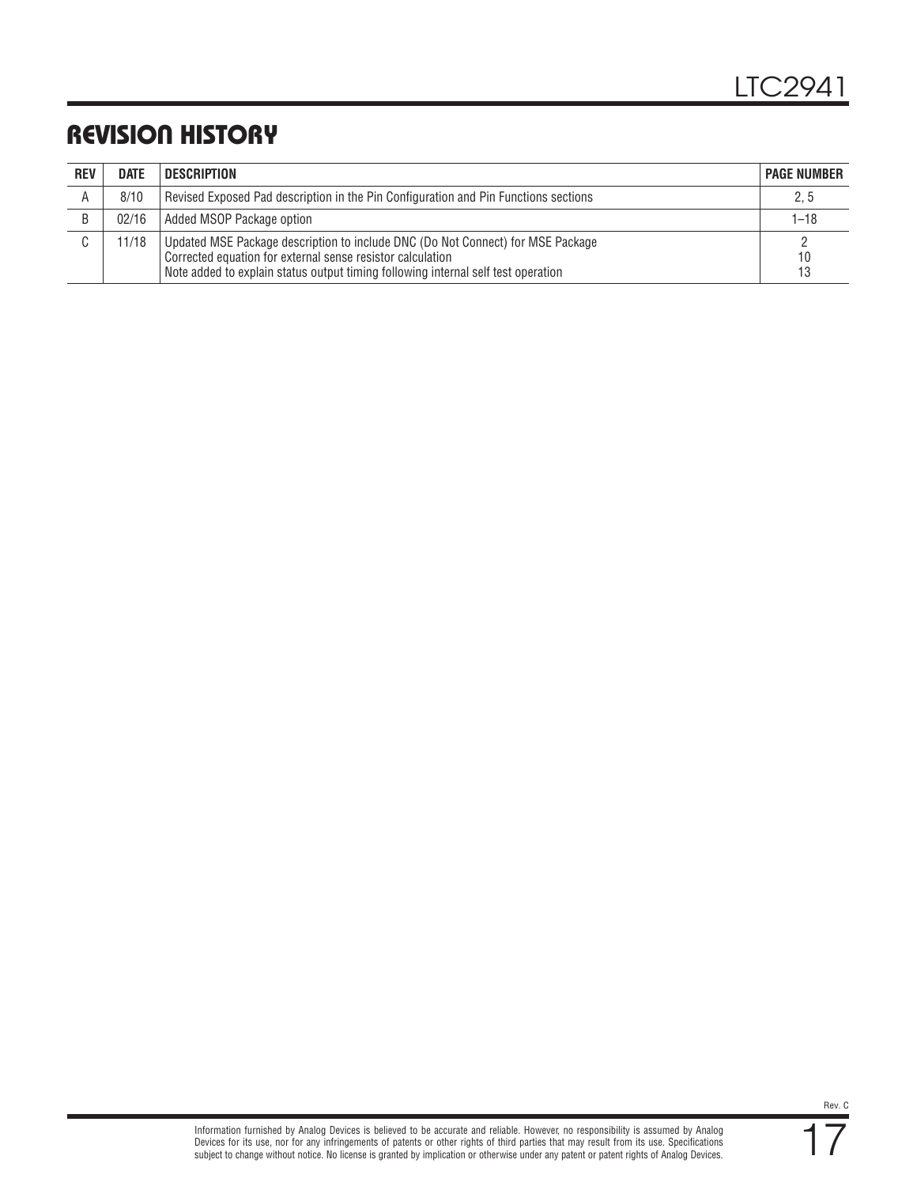## REVISION HISTORY

| REV | DATE | DESCRIPTION | PAGE NUMBER |
|---|---|---|---|
| A | 8/10 | Revised Exposed Pad description in the Pin Configuration and Pin Functions sections | 2, 5 |
| B | 02/16 | Added MSOP Package option | 1–18 |
| C | 11/18 | Updated MSE Package description to include DNC (Do Not Connect) for MSE Package<br>Corrected equation for external sense resistor calculation<br>Note added to explain status output timing following internal self test operation | 2<br>10<br>13 |

Information furnished by Analog Devices is believed to be accurate and reliable. However, no responsibility is assumed by Analog Devices for its use, nor for any infringements of patents or other rights of third parties that may result from its use. Specifications subject to change without notice. No license is granted by implication or otherwise under any patent or patent rights of Analog Devices.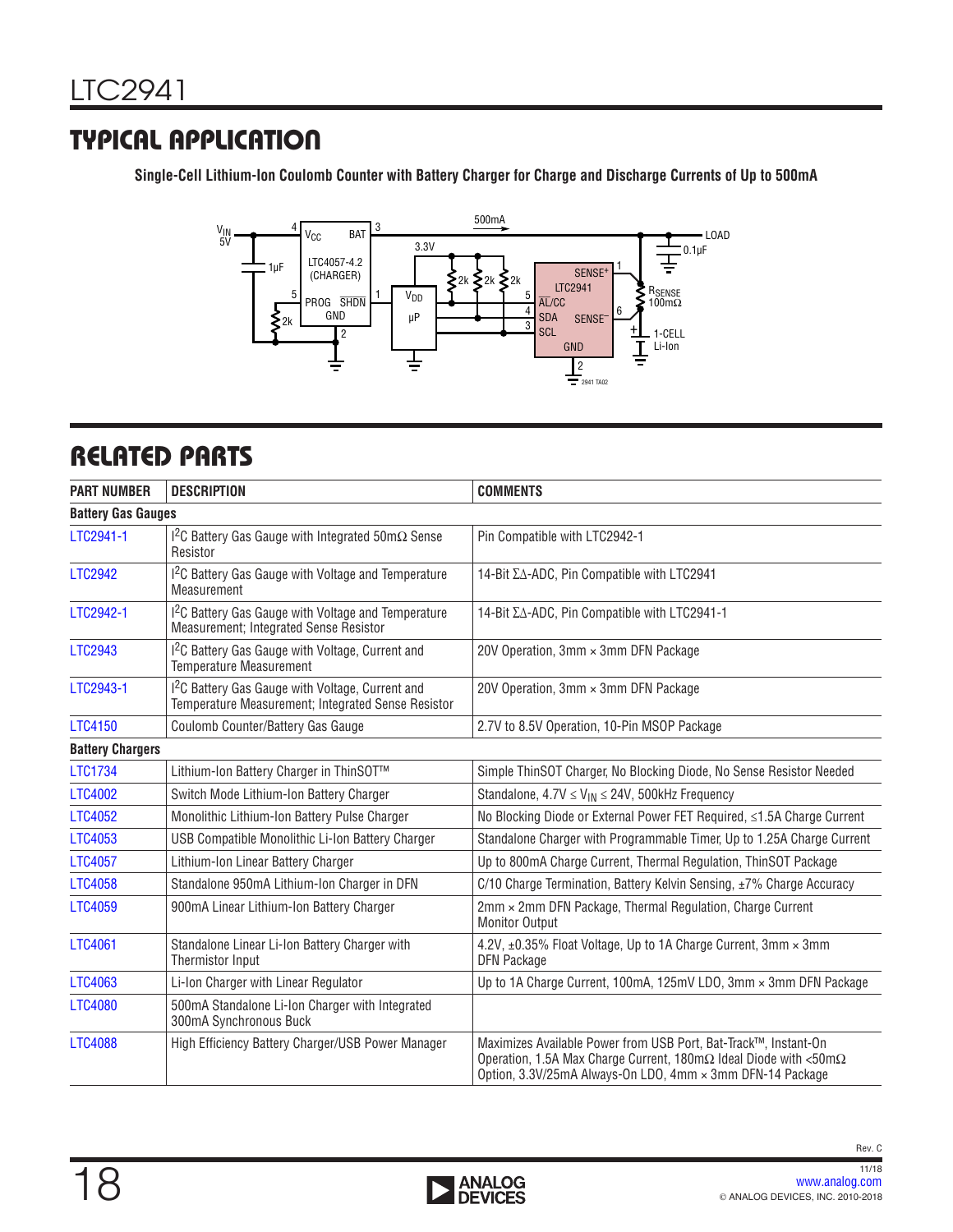# TYPICAL APPLICATION

**Single-Cell Lithium-Ion Coulomb Counter with Battery Charger for Charge and Discharge Currents of Up to 500mA**

$V_{IN}$
5V
1µF
2k
LTC4057-4.2
(CHARGER)
$V_{CC}$
BAT
PROG
SHDN
GND
3.3V
$V_{DD}$
µP
2k
2k
2k
500mA
LTC2941
SENSE⁺
AL/CC
SDA
SCL
SENSE⁻
GND
LOAD
0.1µF
$R_{SENSE}$
100mΩ
1-CELL
Li-Ion
2941 TA02

# RELATED PARTS

| PART NUMBER | DESCRIPTION | COMMENTS |
|---|---|---|
| **Battery Gas Gauges** | | |
| LTC2941-1 | I²C Battery Gas Gauge with Integrated 50mΩ Sense Resistor | Pin Compatible with LTC2942-1 |
| LTC2942 | I²C Battery Gas Gauge with Voltage and Temperature Measurement | 14-Bit ΣΔ-ADC, Pin Compatible with LTC2941 |
| LTC2942-1 | I²C Battery Gas Gauge with Voltage and Temperature Measurement; Integrated Sense Resistor | 14-Bit ΣΔ-ADC, Pin Compatible with LTC2941-1 |
| LTC2943 | I²C Battery Gas Gauge with Voltage, Current and Temperature Measurement | 20V Operation, 3mm × 3mm DFN Package |
| LTC2943-1 | I²C Battery Gas Gauge with Voltage, Current and Temperature Measurement; Integrated Sense Resistor | 20V Operation, 3mm × 3mm DFN Package |
| LTC4150 | Coulomb Counter/Battery Gas Gauge | 2.7V to 8.5V Operation, 10-Pin MSOP Package |
| **Battery Chargers** | | |
| LTC1734 | Lithium-Ion Battery Charger in ThinSOT™ | Simple ThinSOT Charger, No Blocking Diode, No Sense Resistor Needed |
| LTC4002 | Switch Mode Lithium-Ion Battery Charger | Standalone, 4.7V ≤ $V_{IN}$ ≤ 24V, 500kHz Frequency |
| LTC4052 | Monolithic Lithium-Ion Battery Pulse Charger | No Blocking Diode or External Power FET Required, ≤1.5A Charge Current |
| LTC4053 | USB Compatible Monolithic Li-Ion Battery Charger | Standalone Charger with Programmable Timer, Up to 1.25A Charge Current |
| LTC4057 | Lithium-Ion Linear Battery Charger | Up to 800mA Charge Current, Thermal Regulation, ThinSOT Package |
| LTC4058 | Standalone 950mA Lithium-Ion Charger in DFN | C/10 Charge Termination, Battery Kelvin Sensing, ±7% Charge Accuracy |
| LTC4059 | 900mA Linear Lithium-Ion Battery Charger | 2mm × 2mm DFN Package, Thermal Regulation, Charge Current Monitor Output |
| LTC4061 | Standalone Linear Li-Ion Battery Charger with Thermistor Input | 4.2V, ±0.35% Float Voltage, Up to 1A Charge Current, 3mm × 3mm DFN Package |
| LTC4063 | Li-Ion Charger with Linear Regulator | Up to 1A Charge Current, 100mA, 125mV LDO, 3mm × 3mm DFN Package |
| LTC4080 | 500mA Standalone Li-Ion Charger with Integrated 300mA Synchronous Buck | |
| LTC4088 | High Efficiency Battery Charger/USB Power Manager | Maximizes Available Power from USB Port, Bat-Track™, Instant-On Operation, 1.5A Max Charge Current, 180mΩ Ideal Diode with <50mΩ Option, 3.3V/25mA Always-On LDO, 4mm × 3mm DFN-14 Package |